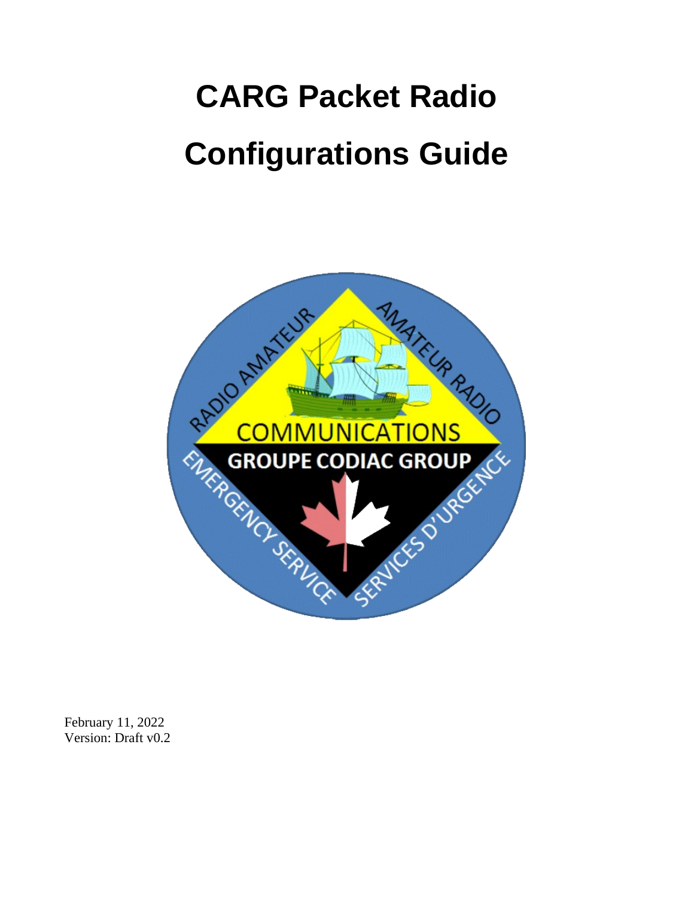# CARG Packet Radio

# Configurations Guide

February 11, 2022
Version: Draft v0.2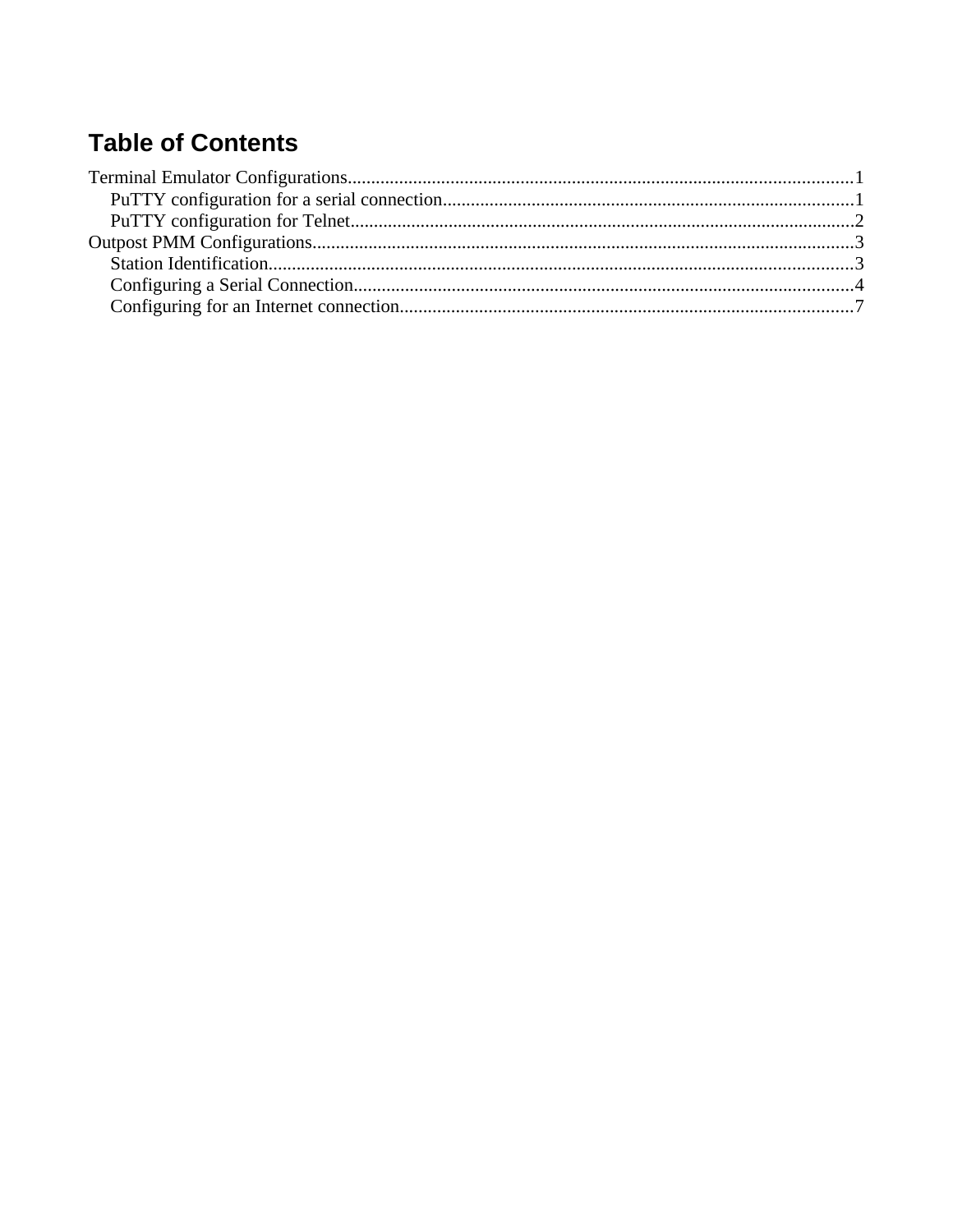# Table of Contents

Terminal Emulator Configurations............................................................................................................1

- PuTTY configuration for a serial connection........................................................................................1
- PuTTY configuration for Telnet............................................................................................................2

Outpost PMM Configurations...................................................................................................................3

- Station Identification.............................................................................................................................3
- Configuring a Serial Connection..........................................................................................................4
- Configuring for an Internet connection.................................................................................................7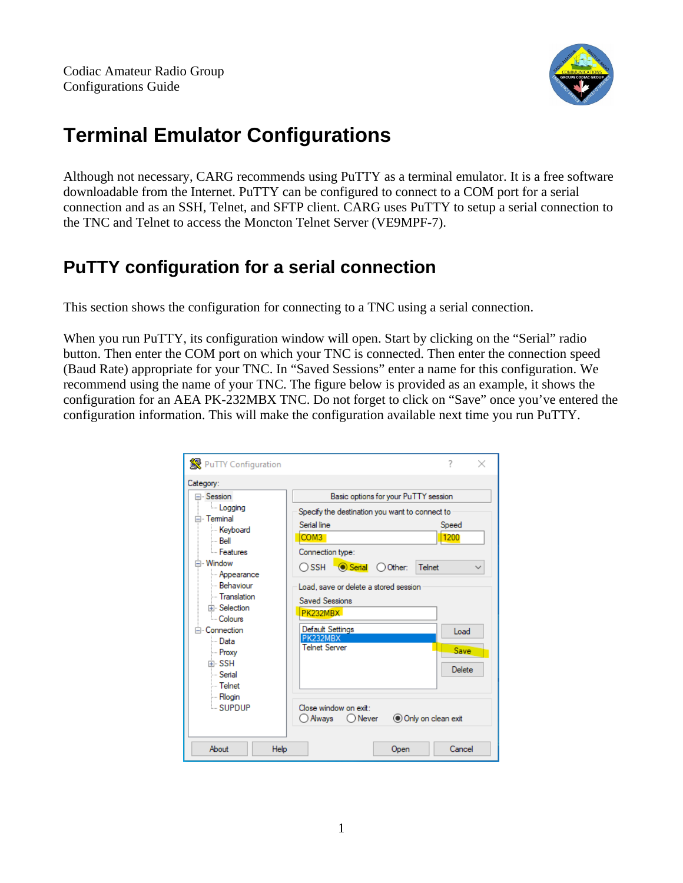# Terminal Emulator Configurations

Although not necessary, CARG recommends using PuTTY as a terminal emulator. It is a free software downloadable from the Internet. PuTTY can be configured to connect to a COM port for a serial connection and as an SSH, Telnet, and SFTP client. CARG uses PuTTY to setup a serial connection to the TNC and Telnet to access the Moncton Telnet Server (VE9MPF-7).

## PuTTY configuration for a serial connection

This section shows the configuration for connecting to a TNC using a serial connection.

When you run PuTTY, its configuration window will open. Start by clicking on the "Serial" radio button. Then enter the COM port on which your TNC is connected. Then enter the connection speed (Baud Rate) appropriate for your TNC. In "Saved Sessions" enter a name for this configuration. We recommend using the name of your TNC. The figure below is provided as an example, it shows the configuration for an AEA PK-232MBX TNC. Do not forget to click on "Save" once you've entered the configuration information. This will make the configuration available next time you run PuTTY.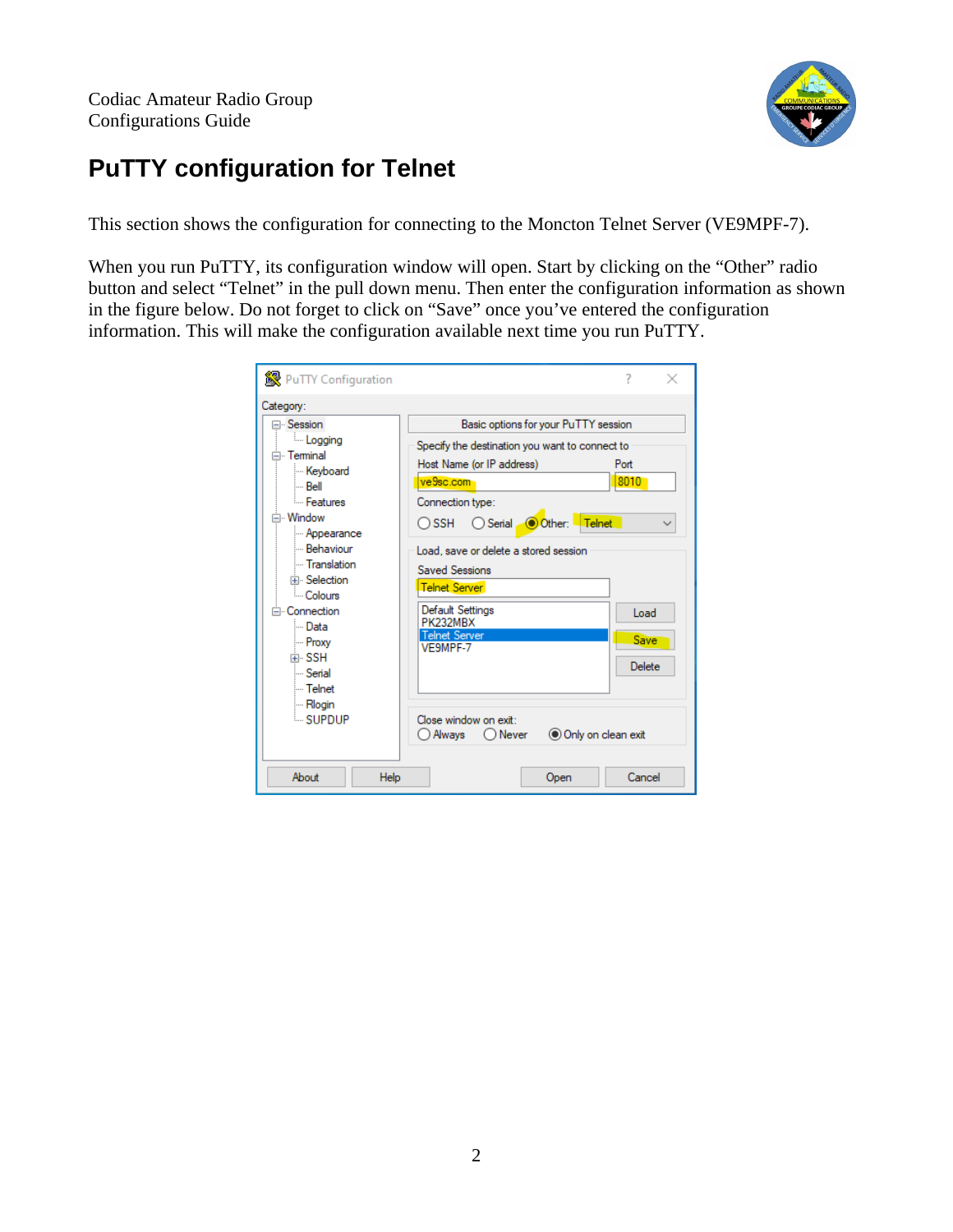# PuTTY configuration for Telnet

This section shows the configuration for connecting to the Moncton Telnet Server (VE9MPF-7).

When you run PuTTY, its configuration window will open. Start by clicking on the “Other” radio button and select “Telnet” in the pull down menu. Then enter the configuration information as shown in the figure below. Do not forget to click on “Save” once you’ve entered the configuration information. This will make the configuration available next time you run PuTTY.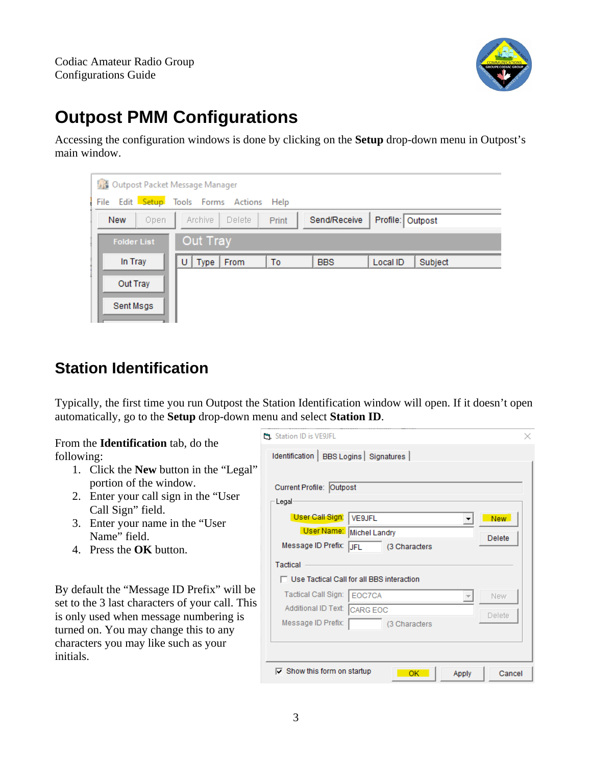# Outpost PMM Configurations

Accessing the configuration windows is done by clicking on the **Setup** drop-down menu in Outpost's main window.

## Station Identification

Typically, the first time you run Outpost the Station Identification window will open. If it doesn't open automatically, go to the **Setup** drop-down menu and select **Station ID**.

From the **Identification** tab, do the following:

1. Click the **New** button in the "Legal" portion of the window.
2. Enter your call sign in the "User Call Sign" field.
3. Enter your name in the "User Name" field.
4. Press the **OK** button.

By default the "Message ID Prefix" will be set to the 3 last characters of your call. This is only used when message numbering is turned on. You may change this to any characters you may like such as your initials.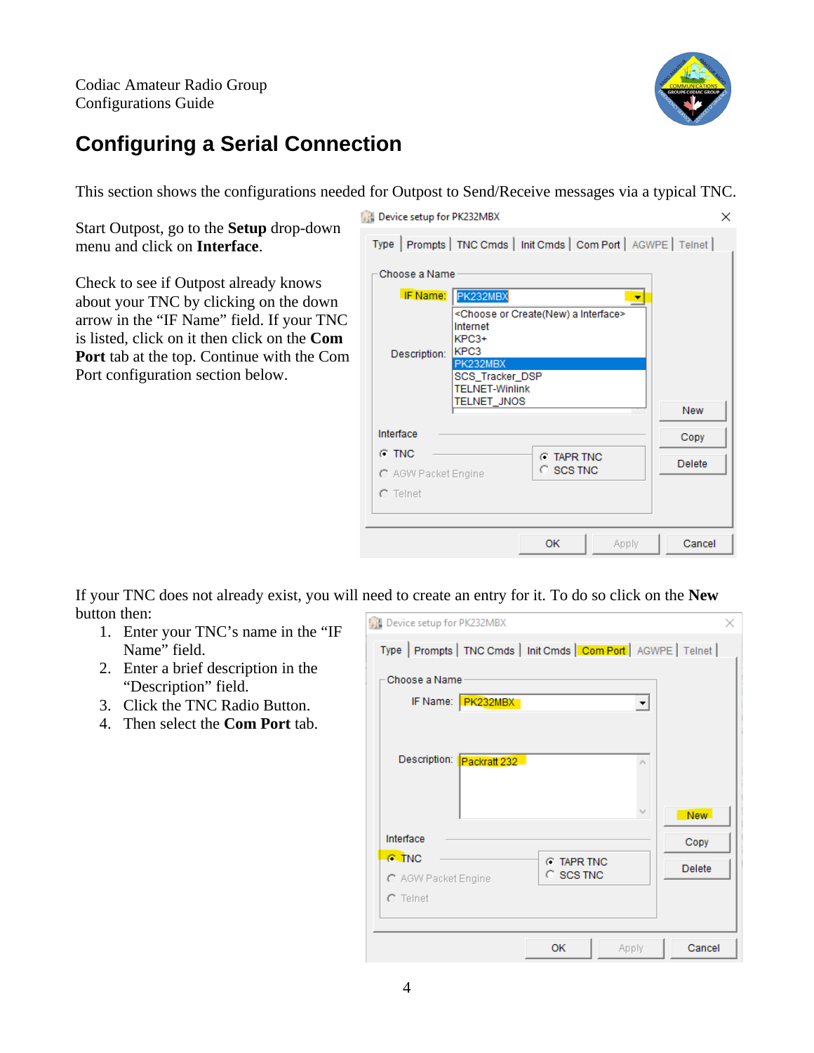# Configuring a Serial Connection

This section shows the configurations needed for Outpost to Send/Receive messages via a typical TNC.

Start Outpost, go to the **Setup** drop-down menu and click on **Interface**.

Check to see if Outpost already knows about your TNC by clicking on the down arrow in the "IF Name" field. If your TNC is listed, click on it then click on the **Com Port** tab at the top. Continue with the Com Port configuration section below.

If your TNC does not already exist, you will need to create an entry for it. To do so click on the **New** button then:

1. Enter your TNC's name in the "IF Name" field.
2. Enter a brief description in the "Description" field.
3. Click the TNC Radio Button.
4. Then select the **Com Port** tab.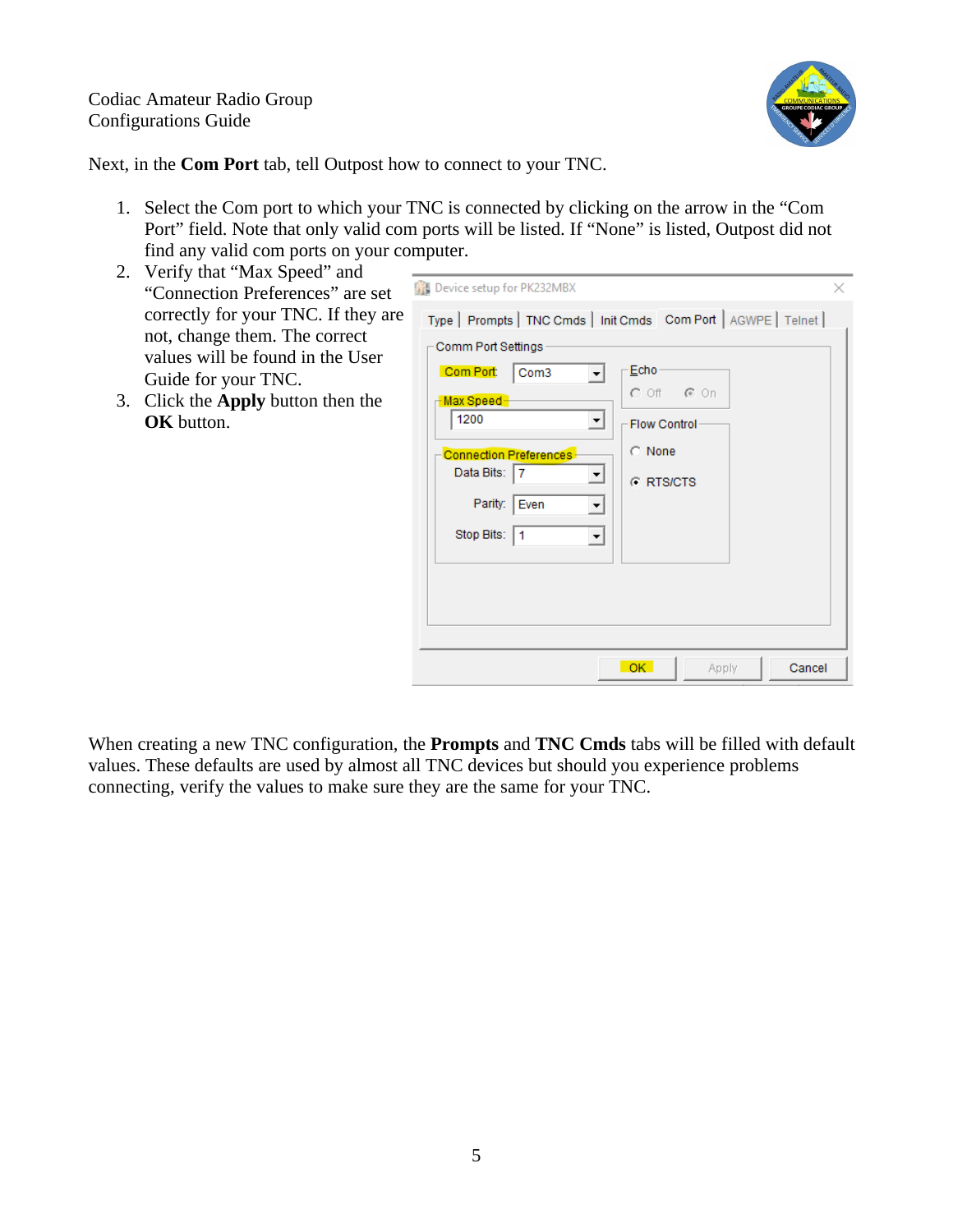Next, in the **Com Port** tab, tell Outpost how to connect to your TNC.

1. Select the Com port to which your TNC is connected by clicking on the arrow in the "Com Port" field. Note that only valid com ports will be listed. If "None" is listed, Outpost did not find any valid com ports on your computer.
2. Verify that "Max Speed" and "Connection Preferences" are set correctly for your TNC. If they are not, change them. The correct values will be found in the User Guide for your TNC.
3. Click the **Apply** button then the **OK** button.

When creating a new TNC configuration, the **Prompts** and **TNC Cmds** tabs will be filled with default values. These defaults are used by almost all TNC devices but should you experience problems connecting, verify the values to make sure they are the same for your TNC.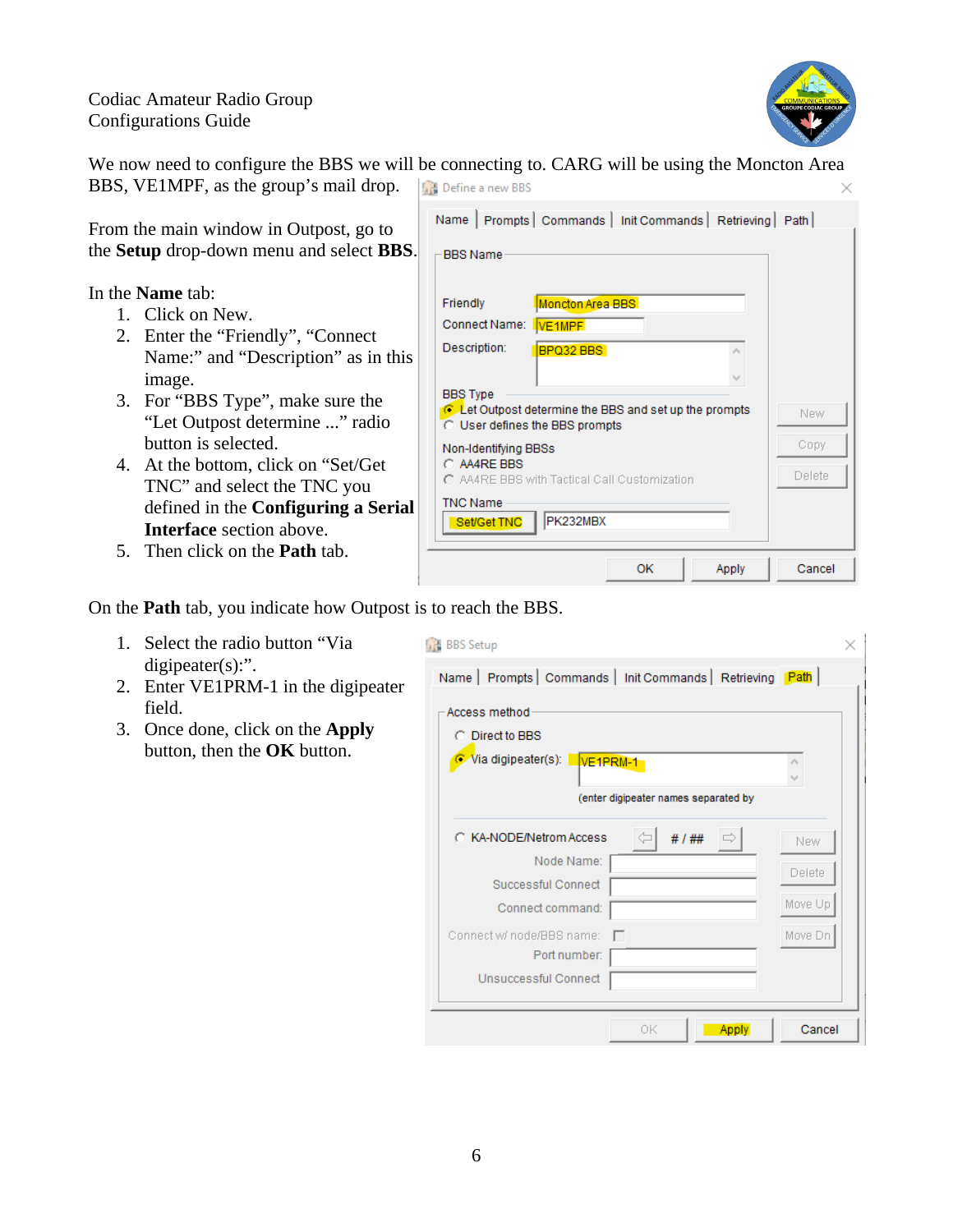We now need to configure the BBS we will be connecting to. CARG will be using the Moncton Area BBS, VE1MPF, as the group's mail drop.

From the main window in Outpost, go to the **Setup** drop-down menu and select **BBS**.

In the **Name** tab:

1. Click on New.
2. Enter the "Friendly", "Connect Name:" and "Description" as in this image.
3. For "BBS Type", make sure the "Let Outpost determine ..." radio button is selected.
4. At the bottom, click on "Set/Get TNC" and select the TNC you defined in the **Configuring a Serial Interface** section above.
5. Then click on the **Path** tab.

On the **Path** tab, you indicate how Outpost is to reach the BBS.

1. Select the radio button "Via digipeater(s):".
2. Enter VE1PRM-1 in the digipeater field.
3. Once done, click on the **Apply** button, then the **OK** button.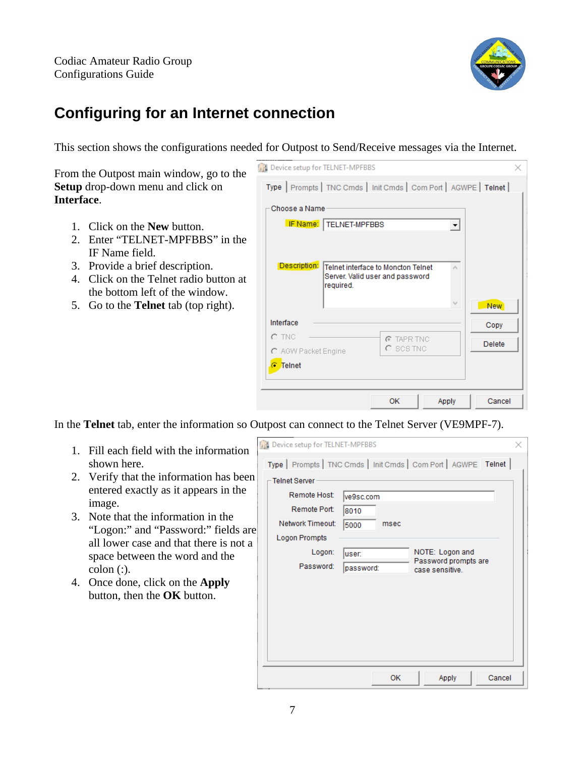# Configuring for an Internet connection

This section shows the configurations needed for Outpost to Send/Receive messages via the Internet.

From the Outpost main window, go to the **Setup** drop-down menu and click on **Interface**.

1. Click on the **New** button.
2. Enter "TELNET-MPFBBS" in the IF Name field.
3. Provide a brief description.
4. Click on the Telnet radio button at the bottom left of the window.
5. Go to the **Telnet** tab (top right).

In the **Telnet** tab, enter the information so Outpost can connect to the Telnet Server (VE9MPF-7).

1. Fill each field with the information shown here.
2. Verify that the information has been entered exactly as it appears in the image.
3. Note that the information in the "Logon:" and "Password:" fields are all lower case and that there is not a space between the word and the colon (:).
4. Once done, click on the **Apply** button, then the **OK** button.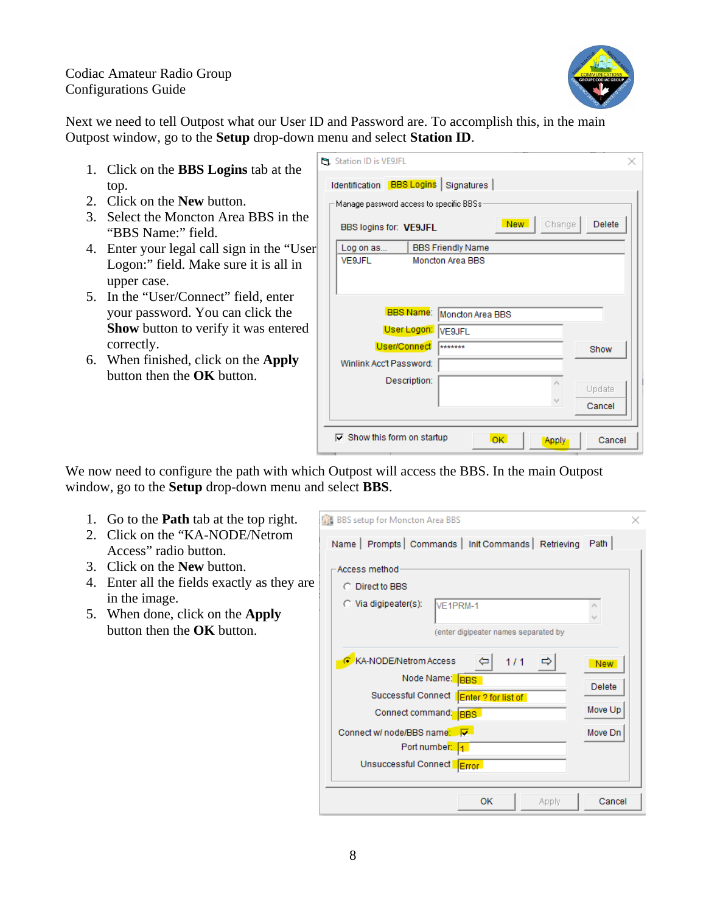Next we need to tell Outpost what our User ID and Password are. To accomplish this, in the main Outpost window, go to the **Setup** drop-down menu and select **Station ID**.

1. Click on the **BBS Logins** tab at the top.
2. Click on the **New** button.
3. Select the Moncton Area BBS in the "BBS Name:" field.
4. Enter your legal call sign in the "User Logon:" field. Make sure it is all in upper case.
5. In the "User/Connect" field, enter your password. You can click the **Show** button to verify it was entered correctly.
6. When finished, click on the **Apply** button then the **OK** button.

We now need to configure the path with which Outpost will access the BBS. In the main Outpost window, go to the **Setup** drop-down menu and select **BBS**.

1. Go to the **Path** tab at the top right.
2. Click on the "KA-NODE/Netrom Access" radio button.
3. Click on the **New** button.
4. Enter all the fields exactly as they are in the image.
5. When done, click on the **Apply** button then the **OK** button.